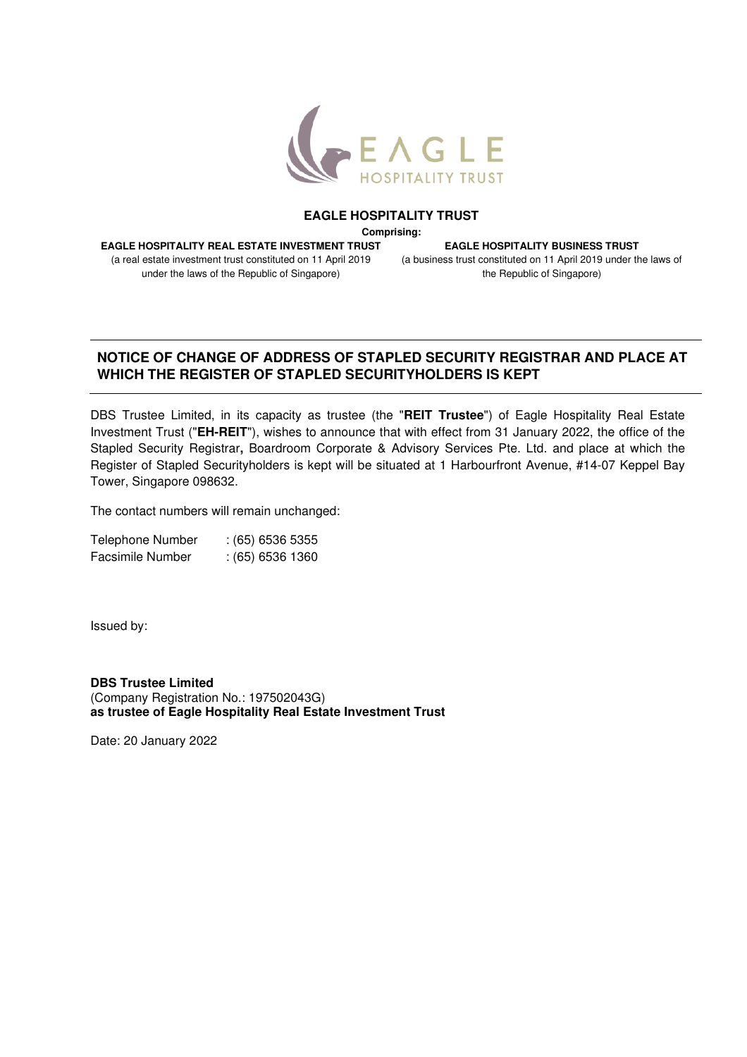**EAGLE HOSPITALITY TRUST**

**Comprising:**

**EAGLE HOSPITALITY REAL ESTATE INVESTMENT TRUST**
(a real estate investment trust constituted on 11 April 2019 under the laws of the Republic of Singapore)

**EAGLE HOSPITALITY BUSINESS TRUST**
(a business trust constituted on 11 April 2019 under the laws of the Republic of Singapore)

## NOTICE OF CHANGE OF ADDRESS OF STAPLED SECURITY REGISTRAR AND PLACE AT WHICH THE REGISTER OF STAPLED SECURITYHOLDERS IS KEPT

DBS Trustee Limited, in its capacity as trustee (the "**REIT Trustee**") of Eagle Hospitality Real Estate Investment Trust ("**EH-REIT**"), wishes to announce that with effect from 31 January 2022, the office of the Stapled Security Registrar**,** Boardroom Corporate & Advisory Services Pte. Ltd. and place at which the Register of Stapled Securityholders is kept will be situated at 1 Harbourfront Avenue, #14-07 Keppel Bay Tower, Singapore 098632.

The contact numbers will remain unchanged:

| | |
|---|---|
| Telephone Number | : (65) 6536 5355 |
| Facsimile Number | : (65) 6536 1360 |

Issued by:

**DBS Trustee Limited**
(Company Registration No.: 197502043G)
**as trustee of Eagle Hospitality Real Estate Investment Trust**

Date: 20 January 2022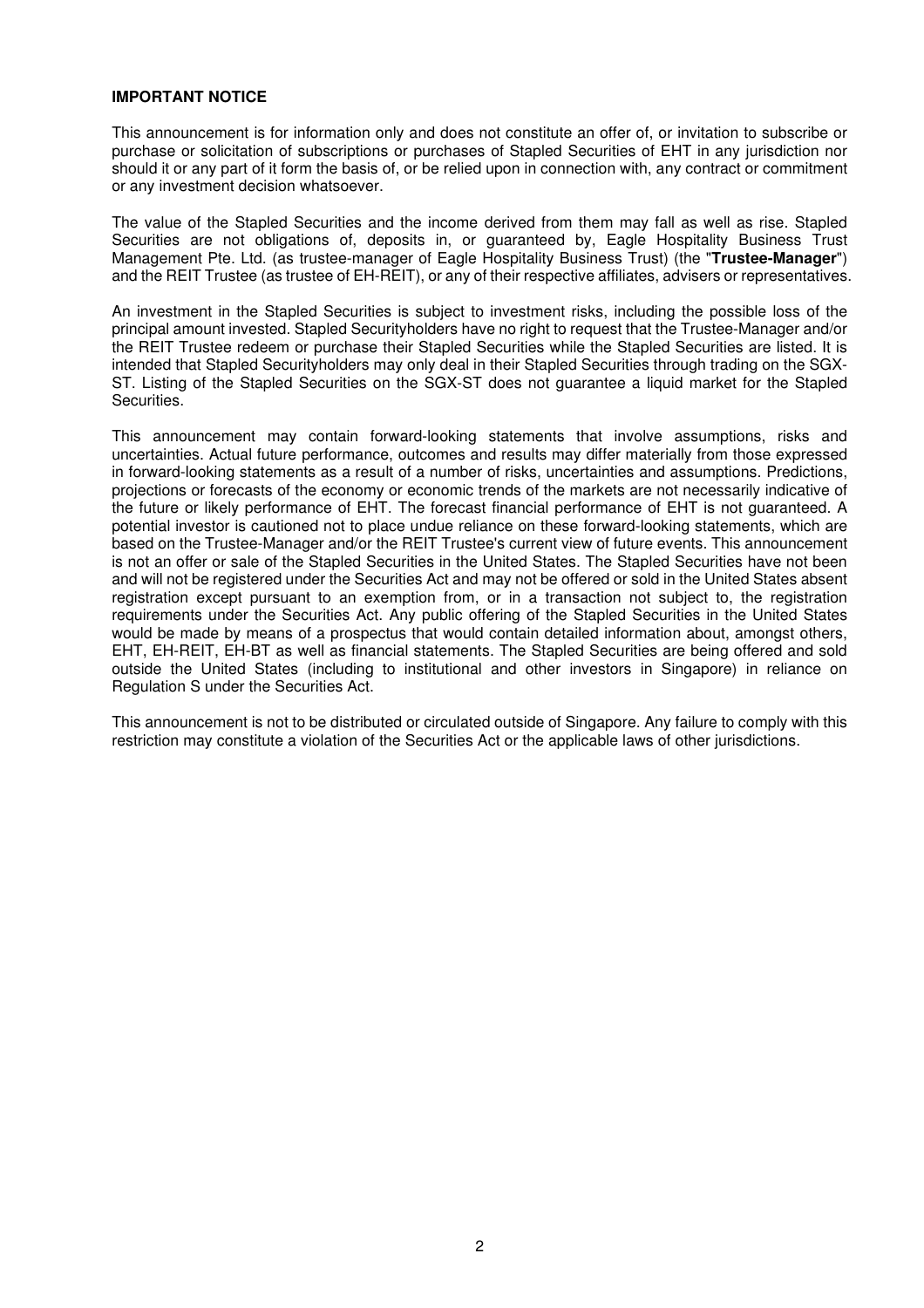**IMPORTANT NOTICE**

This announcement is for information only and does not constitute an offer of, or invitation to subscribe or purchase or solicitation of subscriptions or purchases of Stapled Securities of EHT in any jurisdiction nor should it or any part of it form the basis of, or be relied upon in connection with, any contract or commitment or any investment decision whatsoever.

The value of the Stapled Securities and the income derived from them may fall as well as rise. Stapled Securities are not obligations of, deposits in, or guaranteed by, Eagle Hospitality Business Trust Management Pte. Ltd. (as trustee-manager of Eagle Hospitality Business Trust) (the "**Trustee-Manager**") and the REIT Trustee (as trustee of EH-REIT), or any of their respective affiliates, advisers or representatives.

An investment in the Stapled Securities is subject to investment risks, including the possible loss of the principal amount invested. Stapled Securityholders have no right to request that the Trustee-Manager and/or the REIT Trustee redeem or purchase their Stapled Securities while the Stapled Securities are listed. It is intended that Stapled Securityholders may only deal in their Stapled Securities through trading on the SGX-ST. Listing of the Stapled Securities on the SGX-ST does not guarantee a liquid market for the Stapled Securities.

This announcement may contain forward-looking statements that involve assumptions, risks and uncertainties. Actual future performance, outcomes and results may differ materially from those expressed in forward-looking statements as a result of a number of risks, uncertainties and assumptions. Predictions, projections or forecasts of the economy or economic trends of the markets are not necessarily indicative of the future or likely performance of EHT. The forecast financial performance of EHT is not guaranteed. A potential investor is cautioned not to place undue reliance on these forward-looking statements, which are based on the Trustee-Manager and/or the REIT Trustee's current view of future events. This announcement is not an offer or sale of the Stapled Securities in the United States. The Stapled Securities have not been and will not be registered under the Securities Act and may not be offered or sold in the United States absent registration except pursuant to an exemption from, or in a transaction not subject to, the registration requirements under the Securities Act. Any public offering of the Stapled Securities in the United States would be made by means of a prospectus that would contain detailed information about, amongst others, EHT, EH-REIT, EH-BT as well as financial statements. The Stapled Securities are being offered and sold outside the United States (including to institutional and other investors in Singapore) in reliance on Regulation S under the Securities Act.

This announcement is not to be distributed or circulated outside of Singapore. Any failure to comply with this restriction may constitute a violation of the Securities Act or the applicable laws of other jurisdictions.